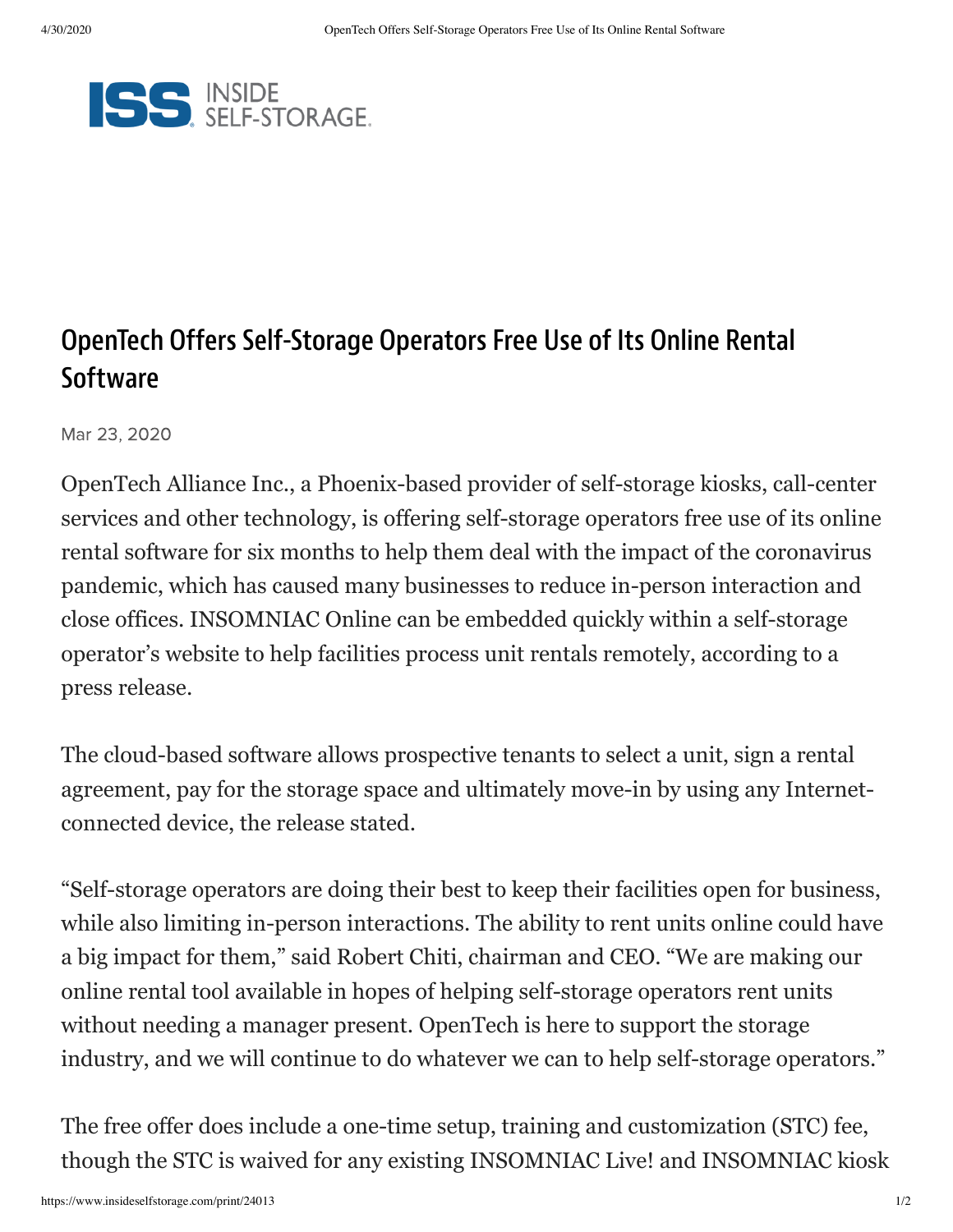# OpenTech Offers Self-Storage Operators Free Use of Its Online Rental Software

Mar 23, 2020

OpenTech Alliance Inc., a Phoenix-based provider of self-storage kiosks, call-center services and other technology, is offering self-storage operators free use of its online rental software for six months to help them deal with the impact of the coronavirus pandemic, which has caused many businesses to reduce in-person interaction and close offices. INSOMNIAC Online can be embedded quickly within a self-storage operator's website to help facilities process unit rentals remotely, according to a press release.

The cloud-based software allows prospective tenants to select a unit, sign a rental agreement, pay for the storage space and ultimately move-in by using any Internet-connected device, the release stated.

"Self-storage operators are doing their best to keep their facilities open for business, while also limiting in-person interactions. The ability to rent units online could have a big impact for them," said Robert Chiti, chairman and CEO. "We are making our online rental tool available in hopes of helping self-storage operators rent units without needing a manager present. OpenTech is here to support the storage industry, and we will continue to do whatever we can to help self-storage operators."

The free offer does include a one-time setup, training and customization (STC) fee, though the STC is waived for any existing INSOMNIAC Live! and INSOMNIAC kiosk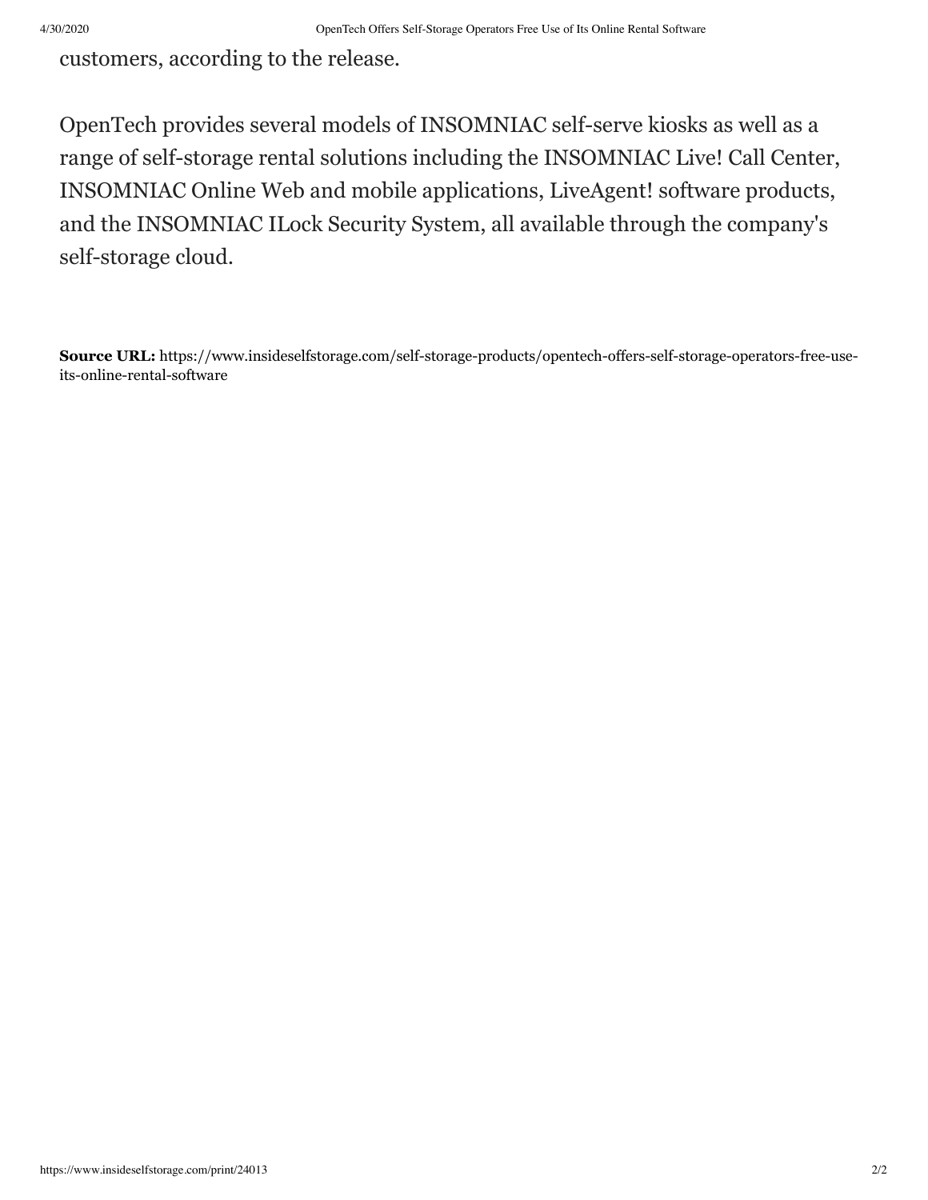customers, according to the release.

OpenTech provides several models of INSOMNIAC self-serve kiosks as well as a range of self-storage rental solutions including the INSOMNIAC Live! Call Center, INSOMNIAC Online Web and mobile applications, LiveAgent! software products, and the INSOMNIAC ILock Security System, all available through the company's self-storage cloud.

**Source URL:** https://www.insideselfstorage.com/self-storage-products/opentech-offers-self-storage-operators-free-use-its-online-rental-software